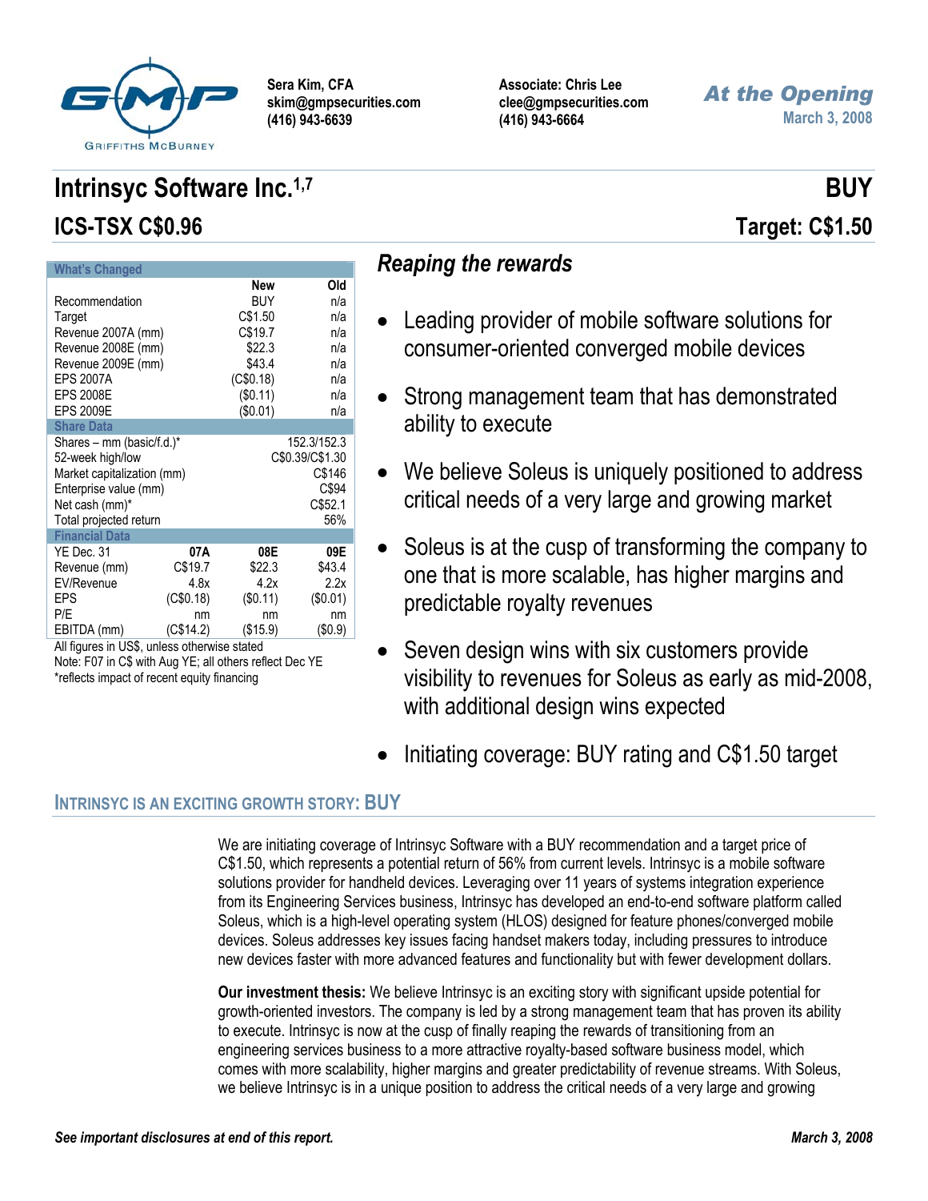Sera Kim, CFA
skim@gmpsecurities.com
(416) 943-6639

Associate: Chris Lee
clee@gmpsecurities.com
(416) 943-6664

*At the Opening*
March 3, 2008

# Intrinsyc Software Inc.[1,7]

## ICS-TSX C$0.96

**BUY**

**Target: C$1.50**

| What's Changed | | New | Old |
|---|---|---|---|
| Recommendation | | BUY | n/a |
| Target | | C$1.50 | n/a |
| Revenue 2007A (mm) | | C$19.7 | n/a |
| Revenue 2008E (mm) | | $22.3 | n/a |
| Revenue 2009E (mm) | | $43.4 | n/a |
| EPS 2007A | | (C$0.18) | n/a |
| EPS 2008E | | ($0.11) | n/a |
| EPS 2009E | | ($0.01) | n/a |
| **Share Data** | | | |
| Shares – mm (basic/f.d.)* | | | 152.3/152.3 |
| 52-week high/low | | | C$0.39/C$1.30 |
| Market capitalization (mm) | | | C$146 |
| Enterprise value (mm) | | | C$94 |
| Net cash (mm)* | | | C$52.1 |
| Total projected return | | | 56% |
| **Financial Data** | | | |
| YE Dec. 31 | 07A | 08E | 09E |
| Revenue (mm) | C$19.7 | $22.3 | $43.4 |
| EV/Revenue | 4.8x | 4.2x | 2.2x |
| EPS | (C$0.18) | ($0.11) | ($0.01) |
| P/E | nm | nm | nm |
| EBITDA (mm) | (C$14.2) | ($15.9) | ($0.9) |

All figures in US$, unless otherwise stated
Note: F07 in C$ with Aug YE; all others reflect Dec YE
*reflects impact of recent equity financing

## *Reaping the rewards*

- Leading provider of mobile software solutions for consumer-oriented converged mobile devices
- Strong management team that has demonstrated ability to execute
- We believe Soleus is uniquely positioned to address critical needs of a very large and growing market
- Soleus is at the cusp of transforming the company to one that is more scalable, has higher margins and predictable royalty revenues
- Seven design wins with six customers provide visibility to revenues for Soleus as early as mid-2008, with additional design wins expected
- Initiating coverage: BUY rating and C$1.50 target

## INTRINSYC IS AN EXCITING GROWTH STORY: BUY

We are initiating coverage of Intrinsyc Software with a BUY recommendation and a target price of C$1.50, which represents a potential return of 56% from current levels. Intrinsyc is a mobile software solutions provider for handheld devices. Leveraging over 11 years of systems integration experience from its Engineering Services business, Intrinsyc has developed an end-to-end software platform called Soleus, which is a high-level operating system (HLOS) designed for feature phones/converged mobile devices. Soleus addresses key issues facing handset makers today, including pressures to introduce new devices faster with more advanced features and functionality but with fewer development dollars.

**Our investment thesis:** We believe Intrinsyc is an exciting story with significant upside potential for growth-oriented investors. The company is led by a strong management team that has proven its ability to execute. Intrinsyc is now at the cusp of finally reaping the rewards of transitioning from an engineering services business to a more attractive royalty-based software business model, which comes with more scalability, higher margins and greater predictability of revenue streams. With Soleus, we believe Intrinsyc is in a unique position to address the critical needs of a very large and growing

*See important disclosures at end of this report.*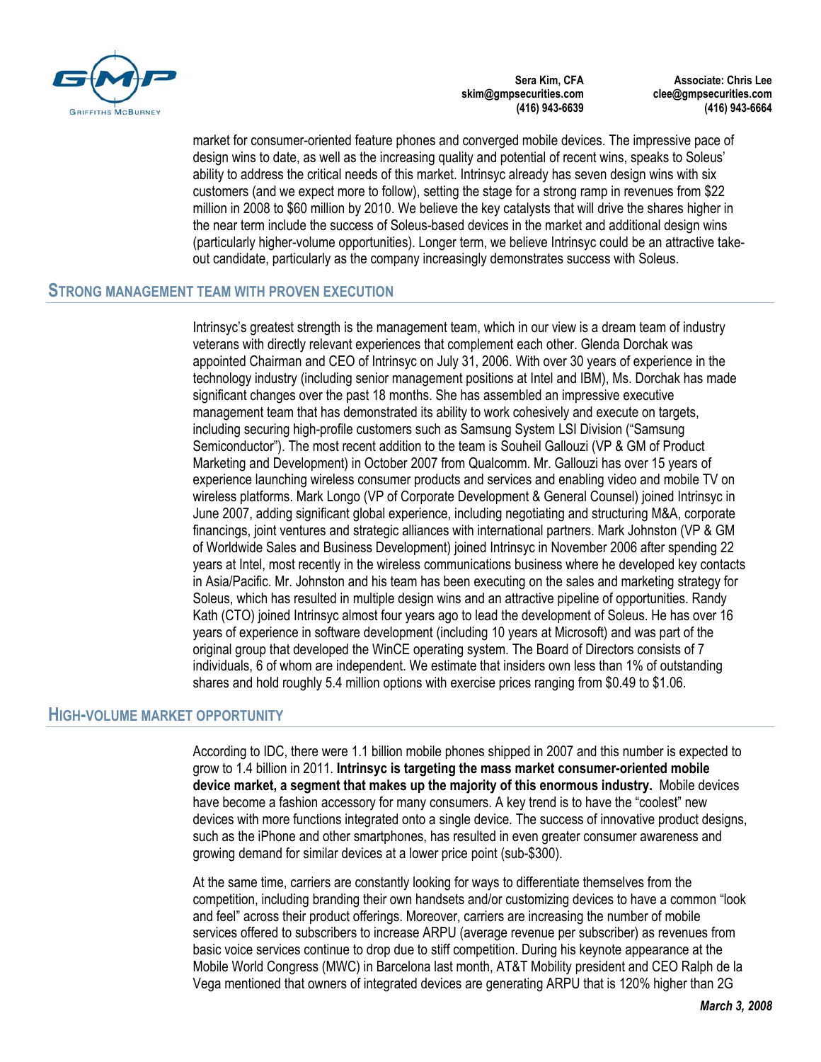market for consumer-oriented feature phones and converged mobile devices. The impressive pace of design wins to date, as well as the increasing quality and potential of recent wins, speaks to Soleus' ability to address the critical needs of this market. Intrinsyc already has seven design wins with six customers (and we expect more to follow), setting the stage for a strong ramp in revenues from $22 million in 2008 to $60 million by 2010. We believe the key catalysts that will drive the shares higher in the near term include the success of Soleus-based devices in the market and additional design wins (particularly higher-volume opportunities). Longer term, we believe Intrinsyc could be an attractive take-out candidate, particularly as the company increasingly demonstrates success with Soleus.

## Strong Management Team with Proven Execution

Intrinsyc's greatest strength is the management team, which in our view is a dream team of industry veterans with directly relevant experiences that complement each other. Glenda Dorchak was appointed Chairman and CEO of Intrinsyc on July 31, 2006. With over 30 years of experience in the technology industry (including senior management positions at Intel and IBM), Ms. Dorchak has made significant changes over the past 18 months. She has assembled an impressive executive management team that has demonstrated its ability to work cohesively and execute on targets, including securing high-profile customers such as Samsung System LSI Division ("Samsung Semiconductor"). The most recent addition to the team is Souheil Gallouzi (VP & GM of Product Marketing and Development) in October 2007 from Qualcomm. Mr. Gallouzi has over 15 years of experience launching wireless consumer products and services and enabling video and mobile TV on wireless platforms. Mark Longo (VP of Corporate Development & General Counsel) joined Intrinsyc in June 2007, adding significant global experience, including negotiating and structuring M&A, corporate financings, joint ventures and strategic alliances with international partners. Mark Johnston (VP & GM of Worldwide Sales and Business Development) joined Intrinsyc in November 2006 after spending 22 years at Intel, most recently in the wireless communications business where he developed key contacts in Asia/Pacific. Mr. Johnston and his team has been executing on the sales and marketing strategy for Soleus, which has resulted in multiple design wins and an attractive pipeline of opportunities. Randy Kath (CTO) joined Intrinsyc almost four years ago to lead the development of Soleus. He has over 16 years of experience in software development (including 10 years at Microsoft) and was part of the original group that developed the WinCE operating system. The Board of Directors consists of 7 individuals, 6 of whom are independent. We estimate that insiders own less than 1% of outstanding shares and hold roughly 5.4 million options with exercise prices ranging from $0.49 to $1.06.

## High-Volume Market Opportunity

According to IDC, there were 1.1 billion mobile phones shipped in 2007 and this number is expected to grow to 1.4 billion in 2011. **Intrinsyc is targeting the mass market consumer-oriented mobile device market, a segment that makes up the majority of this enormous industry.** Mobile devices have become a fashion accessory for many consumers. A key trend is to have the "coolest" new devices with more functions integrated onto a single device. The success of innovative product designs, such as the iPhone and other smartphones, has resulted in even greater consumer awareness and growing demand for similar devices at a lower price point (sub-$300).

At the same time, carriers are constantly looking for ways to differentiate themselves from the competition, including branding their own handsets and/or customizing devices to have a common "look and feel" across their product offerings. Moreover, carriers are increasing the number of mobile services offered to subscribers to increase ARPU (average revenue per subscriber) as revenues from basic voice services continue to drop due to stiff competition. During his keynote appearance at the Mobile World Congress (MWC) in Barcelona last month, AT&T Mobility president and CEO Ralph de la Vega mentioned that owners of integrated devices are generating ARPU that is 120% higher than 2G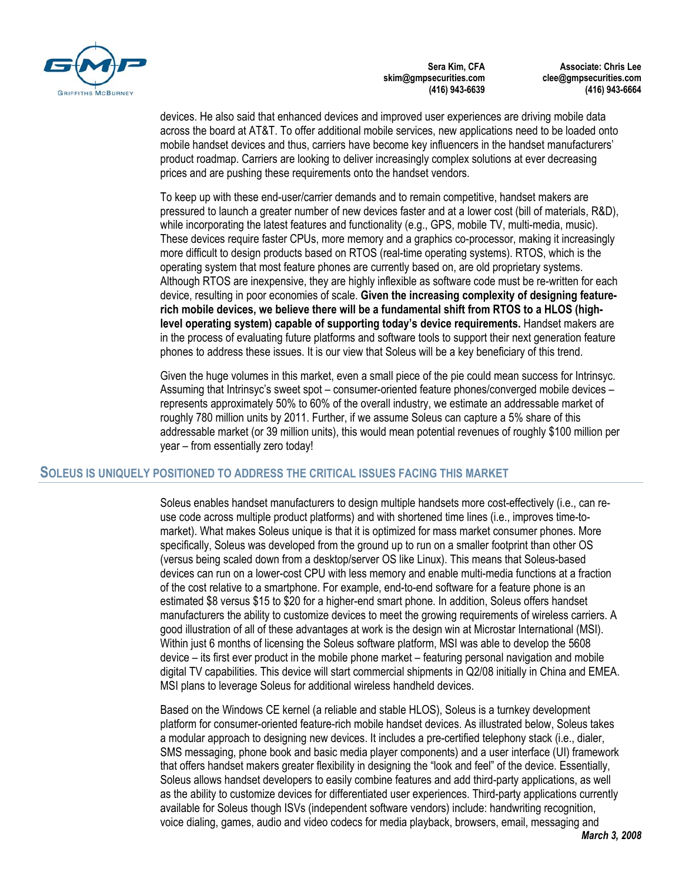devices. He also said that enhanced devices and improved user experiences are driving mobile data across the board at AT&T. To offer additional mobile services, new applications need to be loaded onto mobile handset devices and thus, carriers have become key influencers in the handset manufacturers' product roadmap. Carriers are looking to deliver increasingly complex solutions at ever decreasing prices and are pushing these requirements onto the handset vendors.

To keep up with these end-user/carrier demands and to remain competitive, handset makers are pressured to launch a greater number of new devices faster and at a lower cost (bill of materials, R&D), while incorporating the latest features and functionality (e.g., GPS, mobile TV, multi-media, music). These devices require faster CPUs, more memory and a graphics co-processor, making it increasingly more difficult to design products based on RTOS (real-time operating systems). RTOS, which is the operating system that most feature phones are currently based on, are old proprietary systems. Although RTOS are inexpensive, they are highly inflexible as software code must be re-written for each device, resulting in poor economies of scale. **Given the increasing complexity of designing feature-rich mobile devices, we believe there will be a fundamental shift from RTOS to a HLOS (high-level operating system) capable of supporting today's device requirements.** Handset makers are in the process of evaluating future platforms and software tools to support their next generation feature phones to address these issues. It is our view that Soleus will be a key beneficiary of this trend.

Given the huge volumes in this market, even a small piece of the pie could mean success for Intrinsyc. Assuming that Intrinsyc's sweet spot – consumer-oriented feature phones/converged mobile devices – represents approximately 50% to 60% of the overall industry, we estimate an addressable market of roughly 780 million units by 2011. Further, if we assume Soleus can capture a 5% share of this addressable market (or 39 million units), this would mean potential revenues of roughly $100 million per year – from essentially zero today!

## SOLEUS IS UNIQUELY POSITIONED TO ADDRESS THE CRITICAL ISSUES FACING THIS MARKET

Soleus enables handset manufacturers to design multiple handsets more cost-effectively (i.e., can re-use code across multiple product platforms) and with shortened time lines (i.e., improves time-to-market). What makes Soleus unique is that it is optimized for mass market consumer phones. More specifically, Soleus was developed from the ground up to run on a smaller footprint than other OS (versus being scaled down from a desktop/server OS like Linux). This means that Soleus-based devices can run on a lower-cost CPU with less memory and enable multi-media functions at a fraction of the cost relative to a smartphone. For example, end-to-end software for a feature phone is an estimated $8 versus $15 to $20 for a higher-end smart phone. In addition, Soleus offers handset manufacturers the ability to customize devices to meet the growing requirements of wireless carriers. A good illustration of all of these advantages at work is the design win at Microstar International (MSI). Within just 6 months of licensing the Soleus software platform, MSI was able to develop the 5608 device – its first ever product in the mobile phone market – featuring personal navigation and mobile digital TV capabilities. This device will start commercial shipments in Q2/08 initially in China and EMEA. MSI plans to leverage Soleus for additional wireless handheld devices.

Based on the Windows CE kernel (a reliable and stable HLOS), Soleus is a turnkey development platform for consumer-oriented feature-rich mobile handset devices. As illustrated below, Soleus takes a modular approach to designing new devices. It includes a pre-certified telephony stack (i.e., dialer, SMS messaging, phone book and basic media player components) and a user interface (UI) framework that offers handset makers greater flexibility in designing the "look and feel" of the device. Essentially, Soleus allows handset developers to easily combine features and add third-party applications, as well as the ability to customize devices for differentiated user experiences. Third-party applications currently available for Soleus though ISVs (independent software vendors) include: handwriting recognition, voice dialing, games, audio and video codecs for media playback, browsers, email, messaging and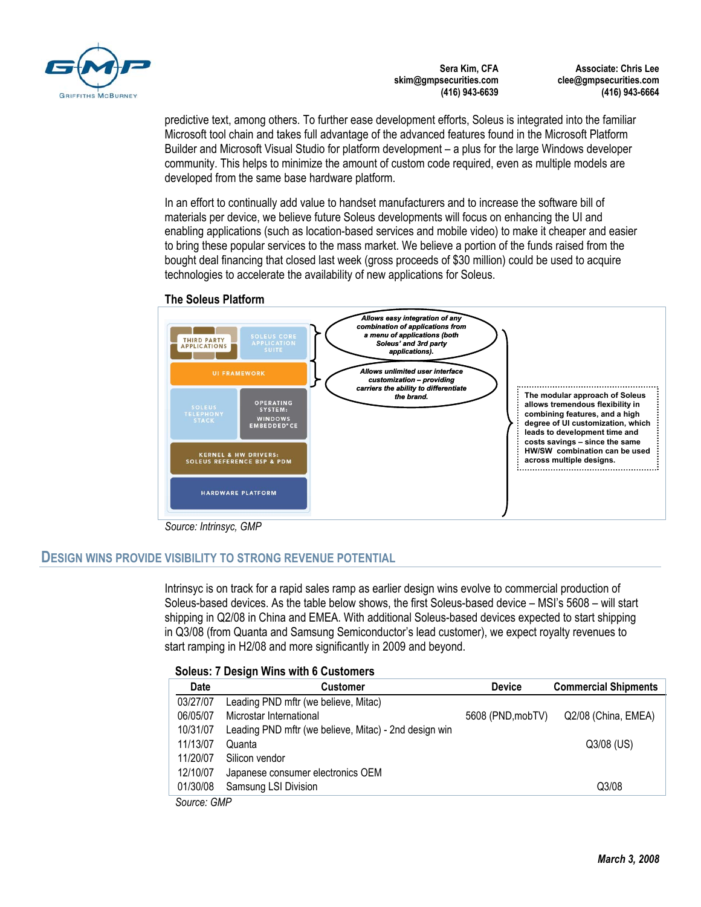predictive text, among others. To further ease development efforts, Soleus is integrated into the familiar Microsoft tool chain and takes full advantage of the advanced features found in the Microsoft Platform Builder and Microsoft Visual Studio for platform development – a plus for the large Windows developer community. This helps to minimize the amount of custom code required, even as multiple models are developed from the same base hardware platform.

In an effort to continually add value to handset manufacturers and to increase the software bill of materials per device, we believe future Soleus developments will focus on enhancing the UI and enabling applications (such as location-based services and mobile video) to make it cheaper and easier to bring these popular services to the mass market. We believe a portion of the funds raised from the bought deal financing that closed last week (gross proceeds of $30 million) could be used to acquire technologies to accelerate the availability of new applications for Soleus.

**The Soleus Platform**

THIRD PARTY APPLICATIONS | SOLEUS CORE APPLICATION SUITE
UI FRAMEWORK
SOLEUS TELEPHONY STACK | OPERATING SYSTEM: WINDOWS EMBEDDED CE
KERNEL & HW DRIVERS: SOLEUS REFERENCE BSP & PDM
HARDWARE PLATFORM

*Allows easy integration of any combination of applications from a menu of applications (both Soleus' and 3rd party applications).*

*Allows unlimited user interface customization – providing carriers the ability to differentiate the brand.*

**The modular approach of Soleus allows tremendous flexibility in combining features, and a high degree of UI customization, which leads to development time and costs savings – since the same HW/SW combination can be used across multiple designs.**

*Source: Intrinsyc, GMP*

## DESIGN WINS PROVIDE VISIBILITY TO STRONG REVENUE POTENTIAL

Intrinsyc is on track for a rapid sales ramp as earlier design wins evolve to commercial production of Soleus-based devices. As the table below shows, the first Soleus-based device – MSI's 5608 – will start shipping in Q2/08 in China and EMEA. With additional Soleus-based devices expected to start shipping in Q3/08 (from Quanta and Samsung Semiconductor's lead customer), we expect royalty revenues to start ramping in H2/08 and more significantly in 2009 and beyond.

**Soleus: 7 Design Wins with 6 Customers**

| Date | Customer | Device | Commercial Shipments |
|---|---|---|---|
| 03/27/07 | Leading PND mftr (we believe, Mitac) | | |
| 06/05/07 | Microstar International | 5608 (PND,mobTV) | Q2/08 (China, EMEA) |
| 10/31/07 | Leading PND mftr (we believe, Mitac) - 2nd design win | | |
| 11/13/07 | Quanta | | Q3/08 (US) |
| 11/20/07 | Silicon vendor | | |
| 12/10/07 | Japanese consumer electronics OEM | | |
| 01/30/08 | Samsung LSI Division | | Q3/08 |

*Source: GMP*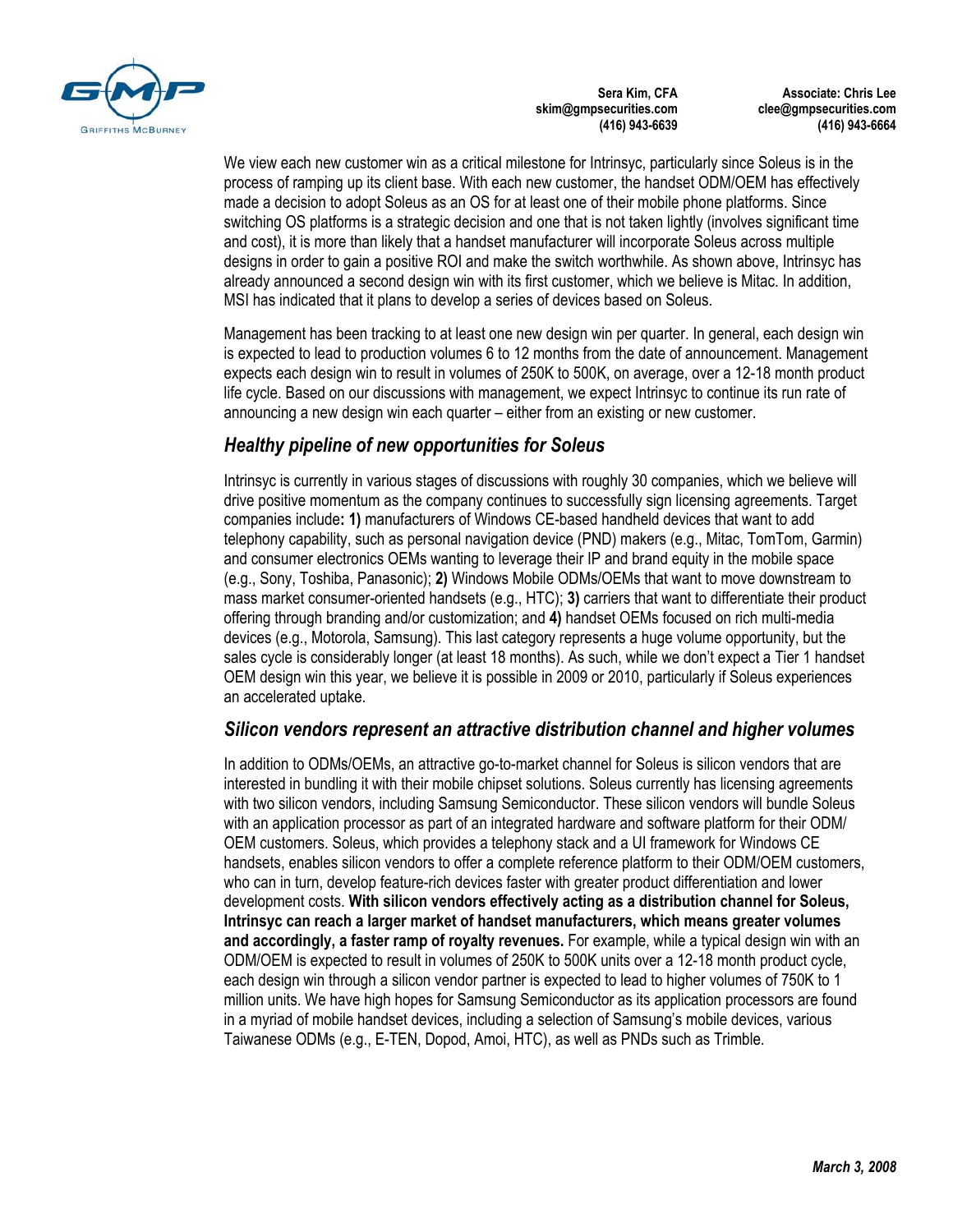We view each new customer win as a critical milestone for Intrinsyc, particularly since Soleus is in the process of ramping up its client base. With each new customer, the handset ODM/OEM has effectively made a decision to adopt Soleus as an OS for at least one of their mobile phone platforms. Since switching OS platforms is a strategic decision and one that is not taken lightly (involves significant time and cost), it is more than likely that a handset manufacturer will incorporate Soleus across multiple designs in order to gain a positive ROI and make the switch worthwhile. As shown above, Intrinsyc has already announced a second design win with its first customer, which we believe is Mitac. In addition, MSI has indicated that it plans to develop a series of devices based on Soleus.

Management has been tracking to at least one new design win per quarter. In general, each design win is expected to lead to production volumes 6 to 12 months from the date of announcement. Management expects each design win to result in volumes of 250K to 500K, on average, over a 12-18 month product life cycle. Based on our discussions with management, we expect Intrinsyc to continue its run rate of announcing a new design win each quarter – either from an existing or new customer.

## *Healthy pipeline of new opportunities for Soleus*

Intrinsyc is currently in various stages of discussions with roughly 30 companies, which we believe will drive positive momentum as the company continues to successfully sign licensing agreements. Target companies include**: 1)** manufacturers of Windows CE-based handheld devices that want to add telephony capability, such as personal navigation device (PND) makers (e.g., Mitac, TomTom, Garmin) and consumer electronics OEMs wanting to leverage their IP and brand equity in the mobile space (e.g., Sony, Toshiba, Panasonic); **2)** Windows Mobile ODMs/OEMs that want to move downstream to mass market consumer-oriented handsets (e.g., HTC); **3)** carriers that want to differentiate their product offering through branding and/or customization; and **4)** handset OEMs focused on rich multi-media devices (e.g., Motorola, Samsung). This last category represents a huge volume opportunity, but the sales cycle is considerably longer (at least 18 months). As such, while we don't expect a Tier 1 handset OEM design win this year, we believe it is possible in 2009 or 2010, particularly if Soleus experiences an accelerated uptake.

## *Silicon vendors represent an attractive distribution channel and higher volumes*

In addition to ODMs/OEMs, an attractive go-to-market channel for Soleus is silicon vendors that are interested in bundling it with their mobile chipset solutions. Soleus currently has licensing agreements with two silicon vendors, including Samsung Semiconductor. These silicon vendors will bundle Soleus with an application processor as part of an integrated hardware and software platform for their ODM/OEM customers. Soleus, which provides a telephony stack and a UI framework for Windows CE handsets, enables silicon vendors to offer a complete reference platform to their ODM/OEM customers, who can in turn, develop feature-rich devices faster with greater product differentiation and lower development costs. **With silicon vendors effectively acting as a distribution channel for Soleus, Intrinsyc can reach a larger market of handset manufacturers, which means greater volumes and accordingly, a faster ramp of royalty revenues.** For example, while a typical design win with an ODM/OEM is expected to result in volumes of 250K to 500K units over a 12-18 month product cycle, each design win through a silicon vendor partner is expected to lead to higher volumes of 750K to 1 million units. We have high hopes for Samsung Semiconductor as its application processors are found in a myriad of mobile handset devices, including a selection of Samsung's mobile devices, various Taiwanese ODMs (e.g., E-TEN, Dopod, Amoi, HTC), as well as PNDs such as Trimble.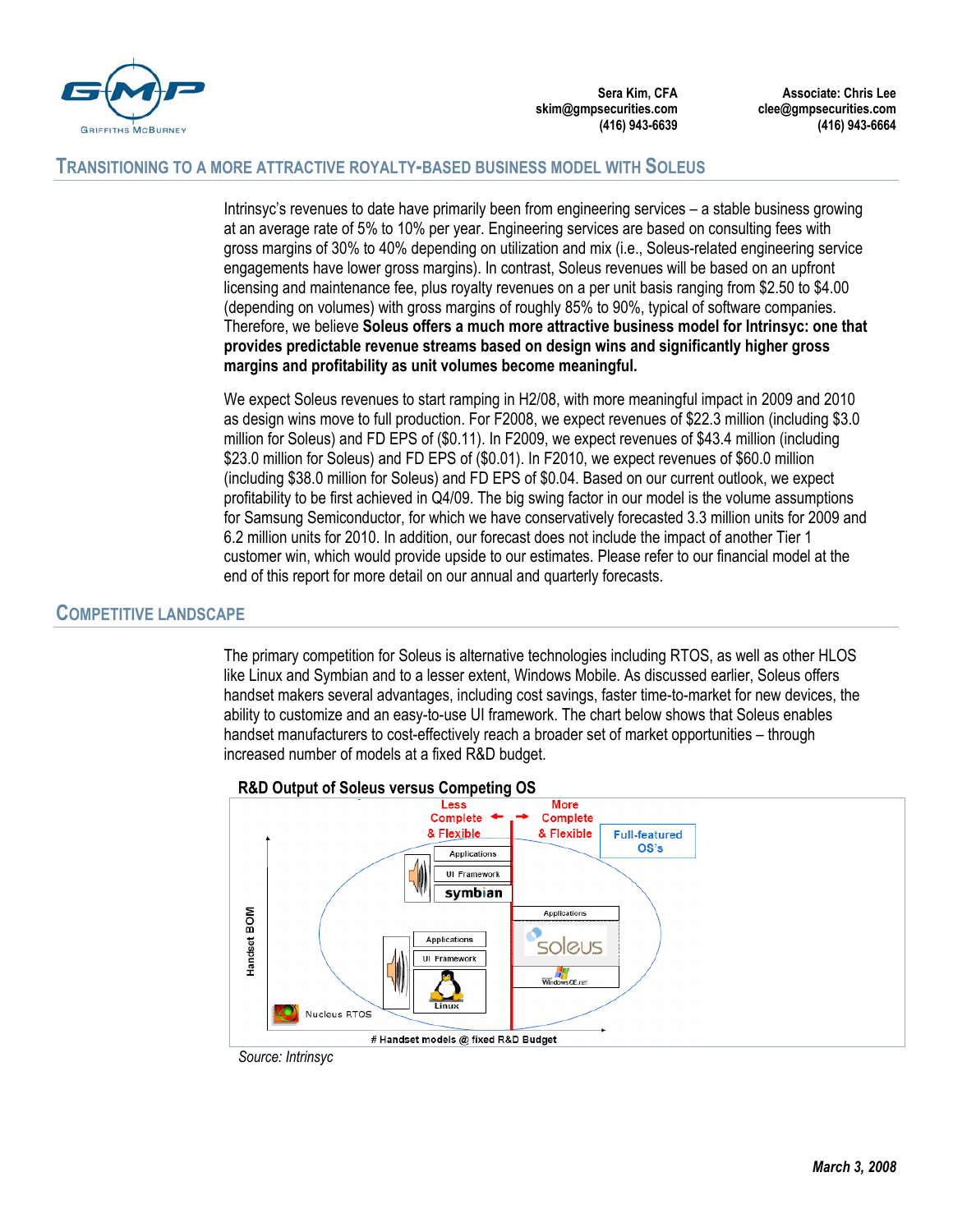## TRANSITIONING TO A MORE ATTRACTIVE ROYALTY-BASED BUSINESS MODEL WITH SOLEUS

Intrinsyc's revenues to date have primarily been from engineering services – a stable business growing at an average rate of 5% to 10% per year. Engineering services are based on consulting fees with gross margins of 30% to 40% depending on utilization and mix (i.e., Soleus-related engineering service engagements have lower gross margins). In contrast, Soleus revenues will be based on an upfront licensing and maintenance fee, plus royalty revenues on a per unit basis ranging from $2.50 to $4.00 (depending on volumes) with gross margins of roughly 85% to 90%, typical of software companies. Therefore, we believe **Soleus offers a much more attractive business model for Intrinsyc: one that provides predictable revenue streams based on design wins and significantly higher gross margins and profitability as unit volumes become meaningful.**

We expect Soleus revenues to start ramping in H2/08, with more meaningful impact in 2009 and 2010 as design wins move to full production. For F2008, we expect revenues of $22.3 million (including $3.0 million for Soleus) and FD EPS of ($0.11). In F2009, we expect revenues of $43.4 million (including $23.0 million for Soleus) and FD EPS of ($0.01). In F2010, we expect revenues of $60.0 million (including $38.0 million for Soleus) and FD EPS of $0.04. Based on our current outlook, we expect profitability to be first achieved in Q4/09. The big swing factor in our model is the volume assumptions for Samsung Semiconductor, for which we have conservatively forecasted 3.3 million units for 2009 and 6.2 million units for 2010. In addition, our forecast does not include the impact of another Tier 1 customer win, which would provide upside to our estimates. Please refer to our financial model at the end of this report for more detail on our annual and quarterly forecasts.

## COMPETITIVE LANDSCAPE

The primary competition for Soleus is alternative technologies including RTOS, as well as other HLOS like Linux and Symbian and to a lesser extent, Windows Mobile. As discussed earlier, Soleus offers handset makers several advantages, including cost savings, faster time-to-market for new devices, the ability to customize and an easy-to-use UI framework. The chart below shows that Soleus enables handset manufacturers to cost-effectively reach a broader set of market opportunities – through increased number of models at a fixed R&D budget.

**R&D Output of Soleus versus Competing OS**

*Source: Intrinsyc*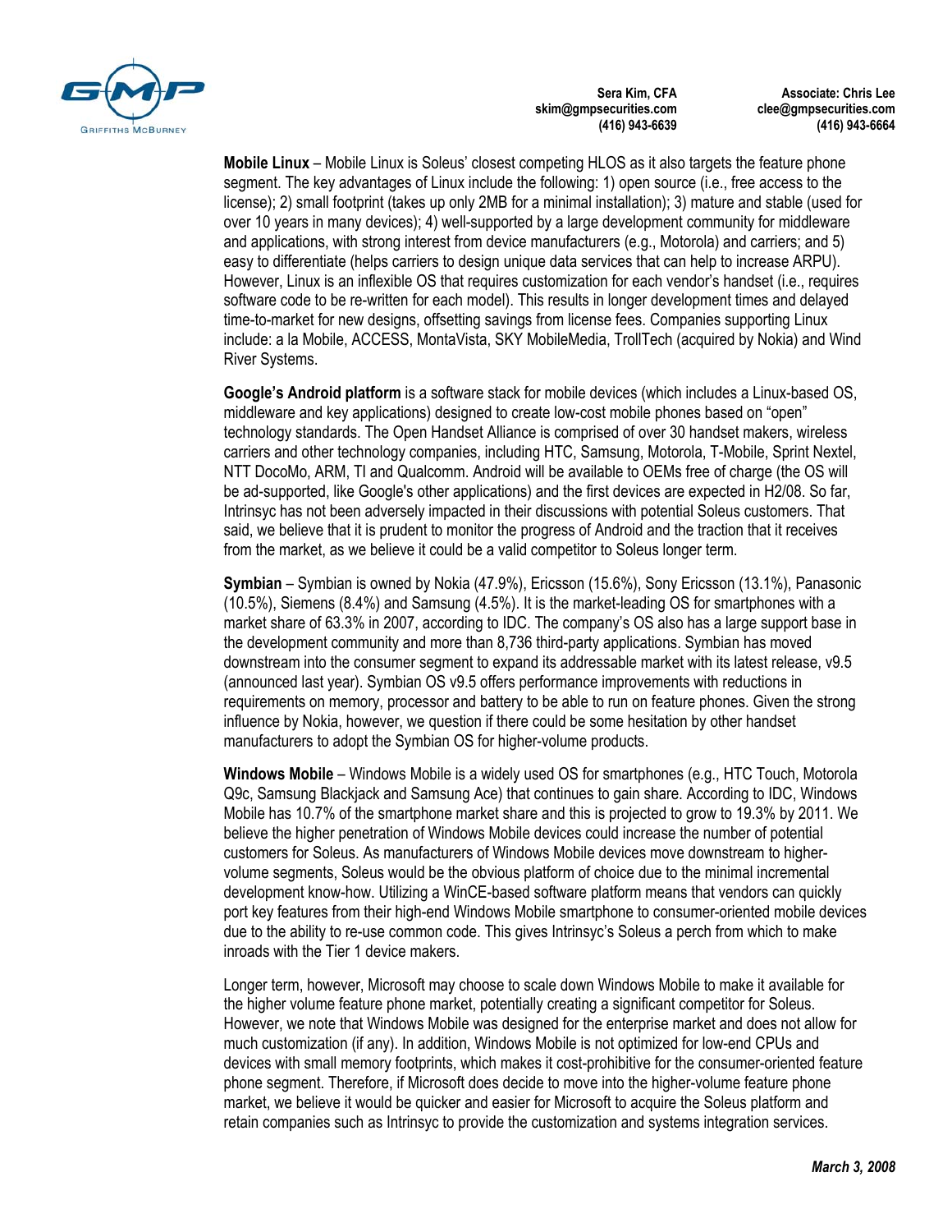**Mobile Linux** – Mobile Linux is Soleus' closest competing HLOS as it also targets the feature phone segment. The key advantages of Linux include the following: 1) open source (i.e., free access to the license); 2) small footprint (takes up only 2MB for a minimal installation); 3) mature and stable (used for over 10 years in many devices); 4) well-supported by a large development community for middleware and applications, with strong interest from device manufacturers (e.g., Motorola) and carriers; and 5) easy to differentiate (helps carriers to design unique data services that can help to increase ARPU). However, Linux is an inflexible OS that requires customization for each vendor's handset (i.e., requires software code to be re-written for each model). This results in longer development times and delayed time-to-market for new designs, offsetting savings from license fees. Companies supporting Linux include: a la Mobile, ACCESS, MontaVista, SKY MobileMedia, TrollTech (acquired by Nokia) and Wind River Systems.

**Google's Android platform** is a software stack for mobile devices (which includes a Linux-based OS, middleware and key applications) designed to create low-cost mobile phones based on "open" technology standards. The Open Handset Alliance is comprised of over 30 handset makers, wireless carriers and other technology companies, including HTC, Samsung, Motorola, T-Mobile, Sprint Nextel, NTT DocoMo, ARM, TI and Qualcomm. Android will be available to OEMs free of charge (the OS will be ad-supported, like Google's other applications) and the first devices are expected in H2/08. So far, Intrinsyc has not been adversely impacted in their discussions with potential Soleus customers. That said, we believe that it is prudent to monitor the progress of Android and the traction that it receives from the market, as we believe it could be a valid competitor to Soleus longer term.

**Symbian** – Symbian is owned by Nokia (47.9%), Ericsson (15.6%), Sony Ericsson (13.1%), Panasonic (10.5%), Siemens (8.4%) and Samsung (4.5%). It is the market-leading OS for smartphones with a market share of 63.3% in 2007, according to IDC. The company's OS also has a large support base in the development community and more than 8,736 third-party applications. Symbian has moved downstream into the consumer segment to expand its addressable market with its latest release, v9.5 (announced last year). Symbian OS v9.5 offers performance improvements with reductions in requirements on memory, processor and battery to be able to run on feature phones. Given the strong influence by Nokia, however, we question if there could be some hesitation by other handset manufacturers to adopt the Symbian OS for higher-volume products.

**Windows Mobile** – Windows Mobile is a widely used OS for smartphones (e.g., HTC Touch, Motorola Q9c, Samsung Blackjack and Samsung Ace) that continues to gain share. According to IDC, Windows Mobile has 10.7% of the smartphone market share and this is projected to grow to 19.3% by 2011. We believe the higher penetration of Windows Mobile devices could increase the number of potential customers for Soleus. As manufacturers of Windows Mobile devices move downstream to higher-volume segments, Soleus would be the obvious platform of choice due to the minimal incremental development know-how. Utilizing a WinCE-based software platform means that vendors can quickly port key features from their high-end Windows Mobile smartphone to consumer-oriented mobile devices due to the ability to re-use common code. This gives Intrinsyc's Soleus a perch from which to make inroads with the Tier 1 device makers.

Longer term, however, Microsoft may choose to scale down Windows Mobile to make it available for the higher volume feature phone market, potentially creating a significant competitor for Soleus. However, we note that Windows Mobile was designed for the enterprise market and does not allow for much customization (if any). In addition, Windows Mobile is not optimized for low-end CPUs and devices with small memory footprints, which makes it cost-prohibitive for the consumer-oriented feature phone segment. Therefore, if Microsoft does decide to move into the higher-volume feature phone market, we believe it would be quicker and easier for Microsoft to acquire the Soleus platform and retain companies such as Intrinsyc to provide the customization and systems integration services.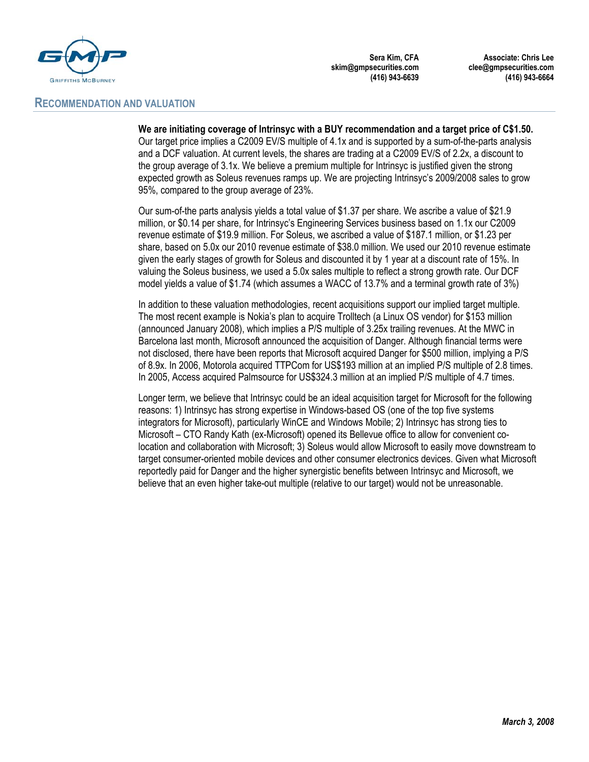## RECOMMENDATION AND VALUATION

**We are initiating coverage of Intrinsyc with a BUY recommendation and a target price of C$1.50.** Our target price implies a C2009 EV/S multiple of 4.1x and is supported by a sum-of-the-parts analysis and a DCF valuation. At current levels, the shares are trading at a C2009 EV/S of 2.2x, a discount to the group average of 3.1x. We believe a premium multiple for Intrinsyc is justified given the strong expected growth as Soleus revenues ramps up. We are projecting Intrinsyc's 2009/2008 sales to grow 95%, compared to the group average of 23%.

Our sum-of-the parts analysis yields a total value of $1.37 per share. We ascribe a value of $21.9 million, or $0.14 per share, for Intrinsyc's Engineering Services business based on 1.1x our C2009 revenue estimate of $19.9 million. For Soleus, we ascribed a value of $187.1 million, or $1.23 per share, based on 5.0x our 2010 revenue estimate of $38.0 million. We used our 2010 revenue estimate given the early stages of growth for Soleus and discounted it by 1 year at a discount rate of 15%. In valuing the Soleus business, we used a 5.0x sales multiple to reflect a strong growth rate. Our DCF model yields a value of $1.74 (which assumes a WACC of 13.7% and a terminal growth rate of 3%)

In addition to these valuation methodologies, recent acquisitions support our implied target multiple. The most recent example is Nokia's plan to acquire Trolltech (a Linux OS vendor) for $153 million (announced January 2008), which implies a P/S multiple of 3.25x trailing revenues. At the MWC in Barcelona last month, Microsoft announced the acquisition of Danger. Although financial terms were not disclosed, there have been reports that Microsoft acquired Danger for $500 million, implying a P/S of 8.9x. In 2006, Motorola acquired TTPCom for US$193 million at an implied P/S multiple of 2.8 times. In 2005, Access acquired Palmsource for US$324.3 million at an implied P/S multiple of 4.7 times.

Longer term, we believe that Intrinsyc could be an ideal acquisition target for Microsoft for the following reasons: 1) Intrinsyc has strong expertise in Windows-based OS (one of the top five systems integrators for Microsoft), particularly WinCE and Windows Mobile; 2) Intrinsyc has strong ties to Microsoft – CTO Randy Kath (ex-Microsoft) opened its Bellevue office to allow for convenient co-location and collaboration with Microsoft; 3) Soleus would allow Microsoft to easily move downstream to target consumer-oriented mobile devices and other consumer electronics devices. Given what Microsoft reportedly paid for Danger and the higher synergistic benefits between Intrinsyc and Microsoft, we believe that an even higher take-out multiple (relative to our target) would not be unreasonable.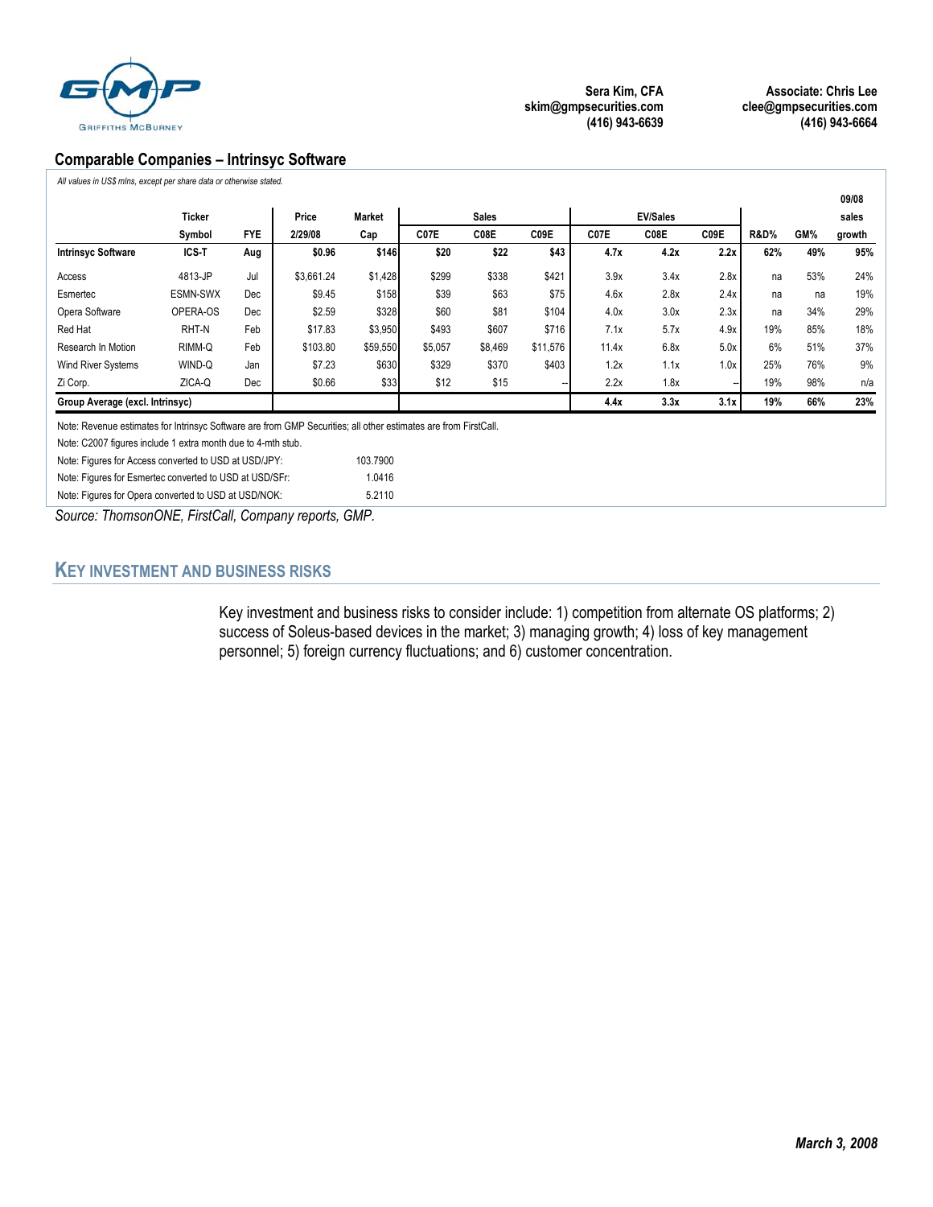Sera Kim, CFA
skim@gmpsecurities.com
(416) 943-6639

Associate: Chris Lee
clee@gmpsecurities.com
(416) 943-6664

## Comparable Companies – Intrinsyc Software

*All values in US$ mlns, except per share data or otherwise stated.*

| | Ticker Symbol | FYE | Price 2/29/08 | Market Cap | Sales C07E | Sales C08E | Sales C09E | EV/Sales C07E | EV/Sales C08E | EV/Sales C09E | R&D% | GM% | 09/08 sales growth |
|---|---|---|---|---|---|---|---|---|---|---|---|---|---|
| **Intrinsyc Software** | **ICS-T** | **Aug** | **$0.96** | **$146** | **$20** | **$22** | **$43** | **4.7x** | **4.2x** | **2.2x** | **62%** | **49%** | **95%** |
| Access | 4813-JP | Jul | $3,661.24 | $1,428 | $299 | $338 | $421 | 3.9x | 3.4x | 2.8x | na | 53% | 24% |
| Esmertec | ESMN-SWX | Dec | $9.45 | $158 | $39 | $63 | $75 | 4.6x | 2.8x | 2.4x | na | na | 19% |
| Opera Software | OPERA-OS | Dec | $2.59 | $328 | $60 | $81 | $104 | 4.0x | 3.0x | 2.3x | na | 34% | 29% |
| Red Hat | RHT-N | Feb | $17.83 | $3,950 | $493 | $607 | $716 | 7.1x | 5.7x | 4.9x | 19% | 85% | 18% |
| Research In Motion | RIMM-Q | Feb | $103.80 | $59,550 | $5,057 | $8,469 | $11,576 | 11.4x | 6.8x | 5.0x | 6% | 51% | 37% |
| Wind River Systems | WIND-Q | Jan | $7.23 | $630 | $329 | $370 | $403 | 1.2x | 1.1x | 1.0x | 25% | 76% | 9% |
| Zi Corp. | ZICA-Q | Dec | $0.66 | $33 | $12 | $15 | -- | 2.2x | 1.8x | -- | 19% | 98% | n/a |
| **Group Average (excl. Intrinsyc)** | | | | | | | | **4.4x** | **3.3x** | **3.1x** | **19%** | **66%** | **23%** |

Note: Revenue estimates for Intrinsyc Software are from GMP Securities; all other estimates are from FirstCall.

Note: C2007 figures include 1 extra month due to 4-mth stub.

Note: Figures for Access converted to USD at USD/JPY: 103.7900

Note: Figures for Esmertec converted to USD at USD/SFr: 1.0416

Note: Figures for Opera converted to USD at USD/NOK: 5.2110

*Source: ThomsonONE, FirstCall, Company reports, GMP.*

## KEY INVESTMENT AND BUSINESS RISKS

Key investment and business risks to consider include: 1) competition from alternate OS platforms; 2) success of Soleus-based devices in the market; 3) managing growth; 4) loss of key management personnel; 5) foreign currency fluctuations; and 6) customer concentration.

*March 3, 2008*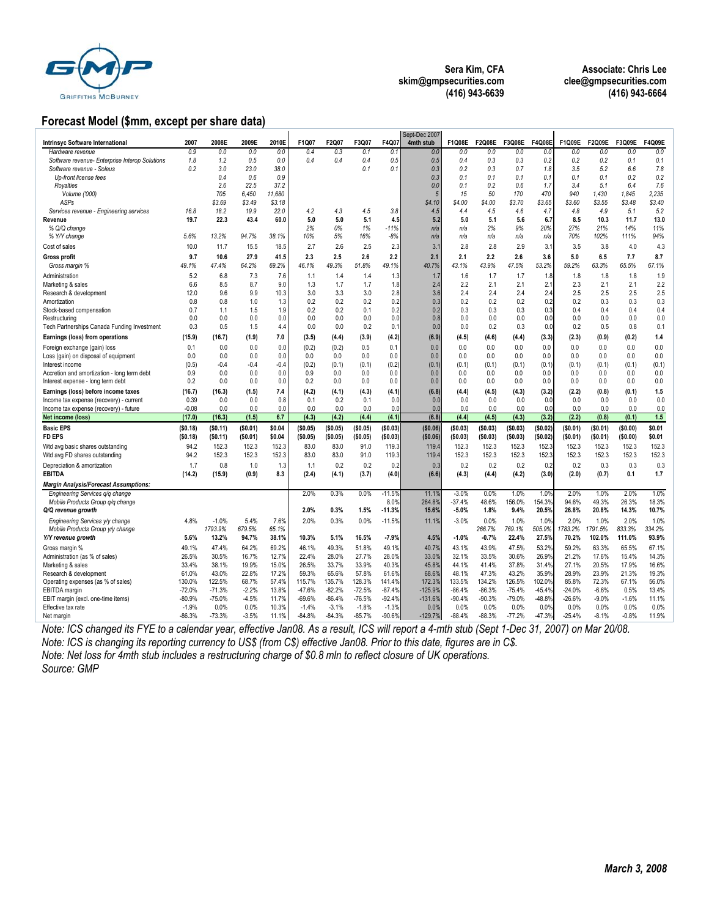Sera Kim, CFA
skim@gmpsecurities.com
(416) 943-6639

Associate: Chris Lee
clee@gmpsecurities.com
(416) 943-6664

## Forecast Model ($mm, except per share data)

| Intrinsyc Software International | 2007 | 2008E | 2009E | 2010E | F1Q07 | F2Q07 | F3Q07 | F4Q07 | Sept-Dec 2007 4mth stub | F1Q08E | F2Q08E | F3Q08E | F4Q08E | F1Q09E | F2Q09E | F3Q09E | F4Q09E |
|---|---|---|---|---|---|---|---|---|---|---|---|---|---|---|---|---|---|
| *Hardware revenue* | *0.9* | *0.0* | *0.0* | *0.0* | *0.4* | *0.3* | *0.1* | *0.1* | *0.0* | *0.0* | *0.0* | *0.0* | *0.0* | *0.0* | *0.0* | *0.0* | *0.0* |
| *Software revenue- Enterprise Interop Solutions* | *1.8* | *1.2* | *0.5* | *0.0* | *0.4* | *0.4* | *0.4* | *0.5* | *0.5* | *0.4* | *0.3* | *0.3* | *0.2* | *0.2* | *0.2* | *0.1* | *0.1* |
| *Software revenue - Soleus* | *0.2* | *3.0* | *23.0* | *38.0* | | | *0.1* | *0.1* | *0.3* | *0.2* | *0.3* | *0.7* | *1.8* | *3.5* | *5.2* | *6.6* | *7.8* |
| *Up-front license fees* | | *0.4* | *0.6* | *0.9* | | | | | *0.3* | *0.1* | *0.1* | *0.1* | *0.1* | *0.1* | *0.1* | *0.2* | *0.2* |
| *Royalties* | | *2.6* | *22.5* | *37.2* | | | | | *0.0* | *0.1* | *0.2* | *0.6* | *1.7* | *3.4* | *5.1* | *6.4* | *7.6* |
| *Volume ('000)* | | *705* | *6,450* | *11,680* | | | | | *5* | *15* | *50* | *170* | *470* | *940* | *1,430* | *1,845* | *2,235* |
| *ASPs* | | *$3.69* | *$3.49* | *$3.18* | | | | | *$4.10* | *$4.00* | *$4.00* | *$3.70* | *$3.65* | *$3.60* | *$3.55* | *$3.48* | *$3.40* |
| *Services revenue - Engineering services* | *16.8* | *18.2* | *19.9* | *22.0* | *4.2* | *4.3* | *4.5* | *3.8* | *4.5* | *4.4* | *4.5* | *4.6* | *4.7* | *4.8* | *4.9* | *5.1* | *5.2* |
| **Revenue** | **19.7** | **22.3** | **43.4** | **60.0** | **5.0** | **5.0** | **5.1** | **4.5** | **5.2** | **5.0** | **5.1** | **5.6** | **6.7** | **8.5** | **10.3** | **11.7** | **13.0** |
| *% Q/Q change* | | | | | | *2%* | *0%* | *1%* | *-11%* | *n/a* | *n/a* | *2%* | *9%* | *20%* | *27%* | *21%* | *14%* | *11%* |
| *% Y/Y change* | *5.6%* | *13.2%* | *94.7%* | *38.1%* | *10%* | *5%* | *16%* | *-8%* | *n/a* | *n/a* | *n/a* | *n/a* | *n/a* | *70%* | *102%* | *111%* | *94%* |
| Cost of sales | 10.0 | 11.7 | 15.5 | 18.5 | 2.7 | 2.6 | 2.5 | 2.3 | 3.1 | 2.8 | 2.8 | 2.9 | 3.1 | 3.5 | 3.8 | 4.0 | 4.3 |
| **Gross profit** | **9.7** | **10.6** | **27.9** | **41.5** | **2.3** | **2.5** | **2.6** | **2.2** | **2.1** | **2.1** | **2.2** | **2.6** | **3.6** | **5.0** | **6.5** | **7.7** | **8.7** |
| *Gross margin %* | *49.1%* | *47.4%* | *64.2%* | *69.2%* | *46.1%* | *49.3%* | *51.8%* | *49.1%* | *40.7%* | *43.1%* | *43.9%* | *47.5%* | *53.2%* | *59.2%* | *63.3%* | *65.5%* | *67.1%* |
| Administration | 5.2 | 6.8 | 7.3 | 7.6 | 1.1 | 1.4 | 1.4 | 1.3 | 1.7 | 1.6 | 1.7 | 1.7 | 1.8 | 1.8 | 1.8 | 1.8 | 1.9 |
| Marketing & sales | 6.6 | 8.5 | 8.7 | 9.0 | 1.3 | 1.7 | 1.7 | 1.8 | 2.4 | 2.2 | 2.1 | 2.1 | 2.1 | 2.3 | 2.1 | 2.1 | 2.2 |
| Research & development | 12.0 | 9.6 | 9.9 | 10.3 | 3.0 | 3.3 | 3.0 | 2.8 | 3.6 | 2.4 | 2.4 | 2.4 | 2.4 | 2.5 | 2.5 | 2.5 | 2.5 |
| Amortization | 0.8 | 0.8 | 1.0 | 1.3 | 0.2 | 0.2 | 0.2 | 0.2 | 0.3 | 0.2 | 0.2 | 0.2 | 0.2 | 0.2 | 0.3 | 0.3 | 0.3 |
| Stock-based compensation | 0.7 | 1.1 | 1.5 | 1.9 | 0.2 | 0.2 | 0.1 | 0.2 | 0.2 | 0.3 | 0.3 | 0.3 | 0.3 | 0.4 | 0.4 | 0.4 | 0.4 |
| Restructuring | 0.0 | 0.0 | 0.0 | 0.0 | 0.0 | 0.0 | 0.0 | 0.0 | 0.8 | 0.0 | 0.0 | 0.0 | 0.0 | 0.0 | 0.0 | 0.0 | 0.0 |
| Tech Partnerships Canada Funding Investment | 0.3 | 0.5 | 1.5 | 4.4 | 0.0 | 0.0 | 0.2 | 0.1 | 0.0 | 0.0 | 0.2 | 0.3 | 0.0 | 0.2 | 0.5 | 0.8 | 0.1 |
| **Earnings (loss) from operations** | **(15.9)** | **(16.7)** | **(1.9)** | **7.0** | **(3.5)** | **(4.4)** | **(3.9)** | **(4.2)** | **(6.9)** | **(4.5)** | **(4.6)** | **(4.4)** | **(3.3)** | **(2.3)** | **(0.9)** | **(0.2)** | **1.4** |
| Foreign exchange (gain) loss | 0.1 | 0.0 | 0.0 | 0.0 | (0.2) | (0.2) | 0.5 | 0.1 | 0.0 | 0.0 | 0.0 | 0.0 | 0.0 | 0.0 | 0.0 | 0.0 | 0.0 |
| Loss (gain) on disposal of equipment | 0.0 | 0.0 | 0.0 | 0.0 | 0.0 | 0.0 | 0.0 | 0.0 | 0.0 | 0.0 | 0.0 | 0.0 | 0.0 | 0.0 | 0.0 | 0.0 | 0.0 |
| Interest income | (0.5) | -0.4 | -0.4 | -0.4 | (0.2) | (0.1) | (0.1) | (0.2) | (0.1) | (0.1) | (0.1) | (0.1) | (0.1) | (0.1) | (0.1) | (0.1) | (0.1) |
| Accretion and amortization - long term debt | 0.9 | 0.0 | 0.0 | 0.0 | 0.9 | 0.0 | 0.0 | 0.0 | 0.0 | 0.0 | 0.0 | 0.0 | 0.0 | 0.0 | 0.0 | 0.0 | 0.0 |
| Interest expense - long term debt | 0.2 | 0.0 | 0.0 | 0.0 | 0.2 | 0.0 | 0.0 | 0.0 | 0.0 | 0.0 | 0.0 | 0.0 | 0.0 | 0.0 | 0.0 | 0.0 | 0.0 |
| **Earnings (loss) before income taxes** | **(16.7)** | **(16.3)** | **(1.5)** | **7.4** | **(4.2)** | **(4.1)** | **(4.3)** | **(4.1)** | **(6.8)** | **(4.4)** | **(4.5)** | **(4.3)** | **(3.2)** | **(2.2)** | **(0.8)** | **(0.1)** | **1.5** |
| Income tax expense (recovery) - current | 0.39 | 0.0 | 0.0 | 0.8 | 0.1 | 0.2 | 0.1 | 0.0 | 0.0 | 0.0 | 0.0 | 0.0 | 0.0 | 0.0 | 0.0 | 0.0 | 0.0 |
| Income tax expense (recovery) - future | -0.08 | 0.0 | 0.0 | 0.0 | 0.0 | 0.0 | 0.0 | 0.0 | 0.0 | 0.0 | 0.0 | 0.0 | 0.0 | 0.0 | 0.0 | 0.0 | 0.0 |
| **Net income (loss)** | **(17.0)** | **(16.3)** | **(1.5)** | **6.7** | **(4.3)** | **(4.2)** | **(4.4)** | **(4.1)** | **(6.8)** | **(4.4)** | **(4.5)** | **(4.3)** | **(3.2)** | **(2.2)** | **(0.8)** | **(0.1)** | **1.5** |
| **Basic EPS** | **($0.18)** | **($0.11)** | **($0.01)** | **$0.04** | **($0.05)** | **($0.05)** | **($0.05)** | **($0.03)** | **($0.06)** | **($0.03)** | **($0.03)** | **($0.03)** | **($0.02)** | **($0.01)** | **($0.01)** | **($0.00)** | **$0.01** |
| **FD EPS** | **($0.18)** | **($0.11)** | **($0.01)** | **$0.04** | **($0.05)** | **($0.05)** | **($0.05)** | **($0.03)** | **($0.06)** | **($0.03)** | **($0.03)** | **($0.03)** | **($0.02)** | **($0.01)** | **($0.01)** | **($0.00)** | **$0.01** |
| Wtd avg basic shares outstanding | 94.2 | 152.3 | 152.3 | 152.3 | 83.0 | 83.0 | 91.0 | 119.3 | 119.4 | 152.3 | 152.3 | 152.3 | 152.3 | 152.3 | 152.3 | 152.3 | 152.3 |
| Wtd avg FD shares outstanding | 94.2 | 152.3 | 152.3 | 152.3 | 83.0 | 83.0 | 91.0 | 119.3 | 119.4 | 152.3 | 152.3 | 152.3 | 152.3 | 152.3 | 152.3 | 152.3 | 152.3 |
| Depreciation & amortization | 1.7 | 0.8 | 1.0 | 1.3 | 1.1 | 0.2 | 0.2 | 0.2 | 0.3 | 0.2 | 0.2 | 0.2 | 0.2 | 0.2 | 0.3 | 0.3 | 0.3 |
| **EBITDA** | **(14.2)** | **(15.9)** | **(0.9)** | **8.3** | **(2.4)** | **(4.1)** | **(3.7)** | **(4.0)** | **(6.6)** | **(4.3)** | **(4.4)** | **(4.2)** | **(3.0)** | **(2.0)** | **(0.7)** | **0.1** | **1.7** |
| ***Margin Analysis/Forecast Assumptions:*** | | | | | | | | | | | | | | | | | |
| *Engineering Services q/q change* | | | | | *2.0%* | *0.3%* | *0.0%* | *-11.5%* | *11.1%* | *-3.0%* | *0.0%* | *1.0%* | *1.0%* | *2.0%* | *1.0%* | *2.0%* | *1.0%* |
| *Mobile Products Group q/q change* | | | | | | | | *8.0%* | *264.8%* | *-37.4%* | *48.6%* | *156.0%* | *154.3%* | *94.6%* | *49.3%* | *26.3%* | *18.3%* |
| ***Q/Q revenue growth*** | | | | | **2.0%** | **0.3%** | **1.5%** | **-11.3%** | **15.6%** | **-5.0%** | **1.8%** | **9.4%** | **20.5%** | **26.8%** | **20.8%** | **14.3%** | **10.7%** |
| *Engineering Services y/y change* | *4.8%* | *-1.0%* | *5.4%* | *7.6%* | *2.0%* | *0.3%* | *0.0%* | *-11.5%* | *11.1%* | *-3.0%* | *0.0%* | *1.0%* | *1.0%* | *2.0%* | *1.0%* | *2.0%* | *1.0%* |
| *Mobile Products Group y/y change* | | *1793.9%* | *679.5%* | *65.1%* | | | | | | | *266.7%* | *769.1%* | *505.9%* | *1783.2%* | *1791.5%* | *833.3%* | *334.2%* |
| ***Y/Y revenue growth*** | **5.6%** | **13.2%** | **94.7%** | **38.1%** | **10.3%** | **5.1%** | **16.5%** | **-7.9%** | **4.5%** | **-1.0%** | **-0.7%** | **22.4%** | **27.5%** | **70.2%** | **102.0%** | **111.0%** | **93.9%** |
| Gross margin % | 49.1% | 47.4% | 64.2% | 69.2% | 46.1% | 49.3% | 51.8% | 49.1% | 40.7% | 43.1% | 43.9% | 47.5% | 53.2% | 59.2% | 63.3% | 65.5% | 67.1% |
| Administration (as % of sales) | 26.5% | 30.5% | 16.7% | 12.7% | 22.4% | 28.0% | 27.7% | 28.0% | 33.0% | 32.1% | 33.5% | 30.6% | 26.9% | 21.2% | 17.6% | 15.4% | 14.3% |
| Marketing & sales | 33.4% | 38.1% | 19.9% | 15.0% | 26.5% | 33.7% | 33.9% | 40.3% | 45.8% | 44.1% | 41.4% | 37.8% | 31.4% | 27.1% | 20.5% | 17.9% | 16.6% |
| Research & development | 61.0% | 43.0% | 22.8% | 17.2% | 59.3% | 65.6% | 57.8% | 61.6% | 68.6% | 48.1% | 47.3% | 43.2% | 35.9% | 28.9% | 23.9% | 21.3% | 19.3% |
| Operating expenses (as % of sales) | 130.0% | 122.5% | 68.7% | 57.4% | 115.7% | 135.7% | 128.3% | 141.4% | 172.3% | 133.5% | 134.2% | 126.5% | 102.0% | 85.8% | 72.3% | 67.1% | 56.0% |
| EBITDA margin | -72.0% | -71.3% | -2.2% | 13.8% | -47.6% | -82.2% | -72.5% | -87.4% | -125.9% | -86.4% | -86.3% | -75.4% | -45.4% | -24.0% | -6.6% | 0.5% | 13.4% |
| EBIT margin (excl. one-time items) | -80.9% | -75.0% | -4.5% | 11.7% | -69.6% | -86.4% | -76.5% | -92.4% | -131.6% | -90.4% | -90.3% | -79.0% | -48.8% | -26.6% | -9.0% | -1.6% | 11.1% |
| Effective tax rate | -1.9% | 0.0% | 0.0% | 10.3% | -1.4% | -3.1% | -1.8% | -1.3% | 0.0% | 0.0% | 0.0% | 0.0% | 0.0% | 0.0% | 0.0% | 0.0% | 0.0% |
| Net margin | -86.3% | -73.3% | -3.5% | 11.1% | -84.8% | -84.3% | -85.7% | -90.6% | -129.7% | -88.4% | -88.3% | -77.2% | -47.3% | -25.4% | -8.1% | -0.8% | 11.9% |

*Note: ICS changed its FYE to a calendar year, effective Jan08. As a result, ICS will report a 4-mth stub (Sept 1-Dec 31, 2007) on Mar 20/08.*
*Note: ICS is changing its reporting currency to US$ (from C$) effective Jan08. Prior to this date, figures are in C$.*
*Note: Net loss for 4mth stub includes a restructuring charge of $0.8 mln to reflect closure of UK operations.*
*Source: GMP*

***March 3, 2008***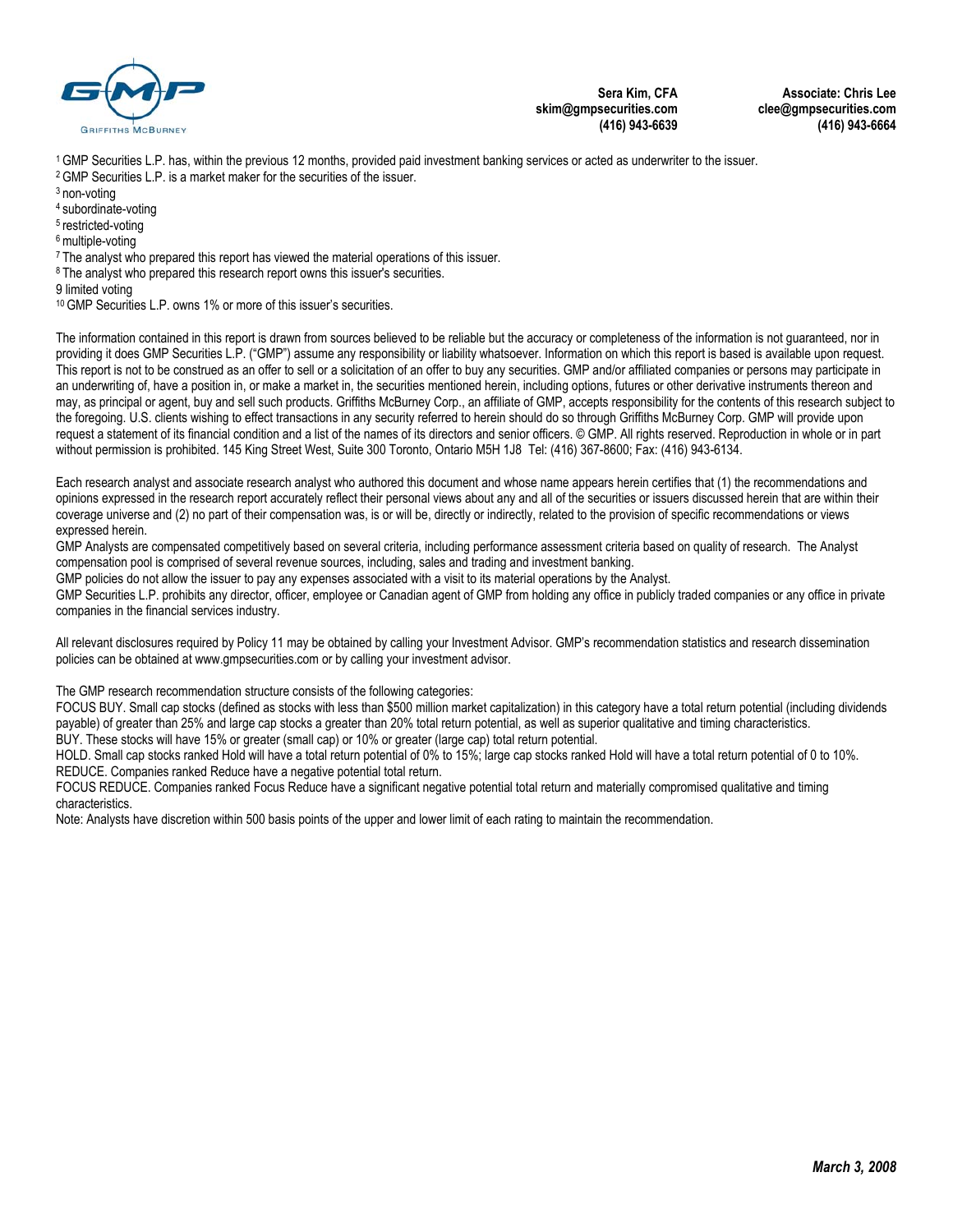GRIFFITHS MCBURNEY

**Sera Kim, CFA**
**skim@gmpsecurities.com**
**(416) 943-6639**

**Associate: Chris Lee**
**clee@gmpsecurities.com**
**(416) 943-6664**

[1] GMP Securities L.P. has, within the previous 12 months, provided paid investment banking services or acted as underwriter to the issuer.
[2] GMP Securities L.P. is a market maker for the securities of the issuer.
[3] non-voting
[4] subordinate-voting
[5] restricted-voting
[6] multiple-voting
[7] The analyst who prepared this report has viewed the material operations of this issuer.
[8] The analyst who prepared this research report owns this issuer's securities.
9 limited voting
[10] GMP Securities L.P. owns 1% or more of this issuer's securities.

The information contained in this report is drawn from sources believed to be reliable but the accuracy or completeness of the information is not guaranteed, nor in providing it does GMP Securities L.P. ("GMP") assume any responsibility or liability whatsoever. Information on which this report is based is available upon request. This report is not to be construed as an offer to sell or a solicitation of an offer to buy any securities. GMP and/or affiliated companies or persons may participate in an underwriting of, have a position in, or make a market in, the securities mentioned herein, including options, futures or other derivative instruments thereon and may, as principal or agent, buy and sell such products. Griffiths McBurney Corp., an affiliate of GMP, accepts responsibility for the contents of this research subject to the foregoing. U.S. clients wishing to effect transactions in any security referred to herein should do so through Griffiths McBurney Corp. GMP will provide upon request a statement of its financial condition and a list of the names of its directors and senior officers. © GMP. All rights reserved. Reproduction in whole or in part without permission is prohibited. 145 King Street West, Suite 300 Toronto, Ontario M5H 1J8 Tel: (416) 367-8600; Fax: (416) 943-6134.

Each research analyst and associate research analyst who authored this document and whose name appears herein certifies that (1) the recommendations and opinions expressed in the research report accurately reflect their personal views about any and all of the securities or issuers discussed herein that are within their coverage universe and (2) no part of their compensation was, is or will be, directly or indirectly, related to the provision of specific recommendations or views expressed herein.
GMP Analysts are compensated competitively based on several criteria, including performance assessment criteria based on quality of research. The Analyst compensation pool is comprised of several revenue sources, including, sales and trading and investment banking.
GMP policies do not allow the issuer to pay any expenses associated with a visit to its material operations by the Analyst.
GMP Securities L.P. prohibits any director, officer, employee or Canadian agent of GMP from holding any office in publicly traded companies or any office in private companies in the financial services industry.

All relevant disclosures required by Policy 11 may be obtained by calling your Investment Advisor. GMP's recommendation statistics and research dissemination policies can be obtained at www.gmpsecurities.com or by calling your investment advisor.

The GMP research recommendation structure consists of the following categories:
FOCUS BUY. Small cap stocks (defined as stocks with less than $500 million market capitalization) in this category have a total return potential (including dividends payable) of greater than 25% and large cap stocks a greater than 20% total return potential, as well as superior qualitative and timing characteristics.
BUY. These stocks will have 15% or greater (small cap) or 10% or greater (large cap) total return potential.
HOLD. Small cap stocks ranked Hold will have a total return potential of 0% to 15%; large cap stocks ranked Hold will have a total return potential of 0 to 10%.
REDUCE. Companies ranked Reduce have a negative potential total return.
FOCUS REDUCE. Companies ranked Focus Reduce have a significant negative potential total return and materially compromised qualitative and timing characteristics.
Note: Analysts have discretion within 500 basis points of the upper and lower limit of each rating to maintain the recommendation.

***March 3, 2008***